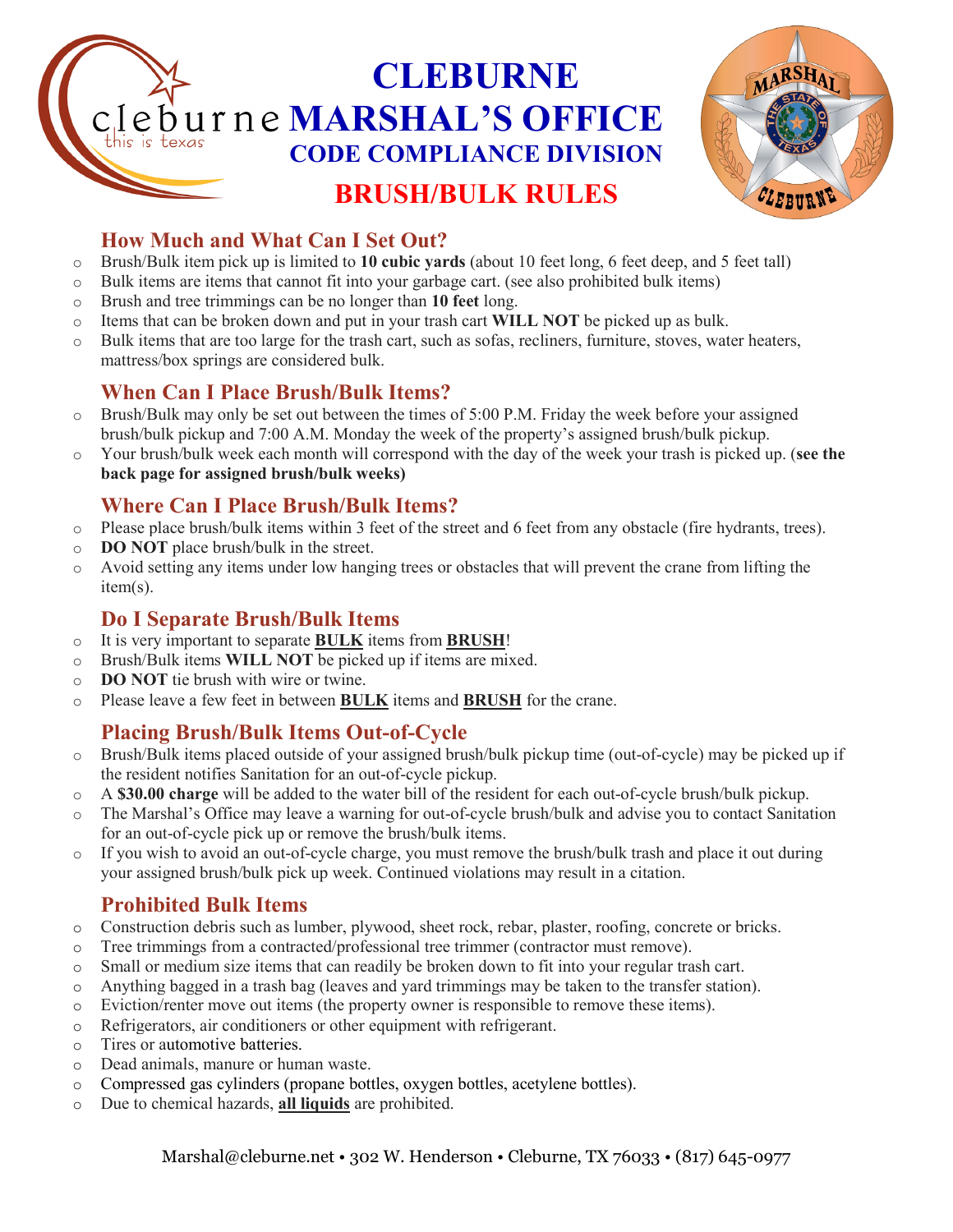# CLEBURNE MARSHAL'S OFFICE

## CODE COMPLIANCE DIVISION

## BRUSH/BULK RULES

### How Much and What Can I Set Out?

- Brush/Bulk item pick up is limited to **10 cubic yards** (about 10 feet long, 6 feet deep, and 5 feet tall)
- Bulk items are items that cannot fit into your garbage cart. (see also prohibited bulk items)
- Brush and tree trimmings can be no longer than **10 feet** long.
- Items that can be broken down and put in your trash cart **WILL NOT** be picked up as bulk.
- Bulk items that are too large for the trash cart, such as sofas, recliners, furniture, stoves, water heaters, mattress/box springs are considered bulk.

### When Can I Place Brush/Bulk Items?

- Brush/Bulk may only be set out between the times of 5:00 P.M. Friday the week before your assigned brush/bulk pickup and 7:00 A.M. Monday the week of the property's assigned brush/bulk pickup.
- Your brush/bulk week each month will correspond with the day of the week your trash is picked up. (**see the back page for assigned brush/bulk weeks)**

### Where Can I Place Brush/Bulk Items?

- Please place brush/bulk items within 3 feet of the street and 6 feet from any obstacle (fire hydrants, trees).
- **DO NOT** place brush/bulk in the street.
- Avoid setting any items under low hanging trees or obstacles that will prevent the crane from lifting the item(s).

### Do I Separate Brush/Bulk Items

- It is very important to separate **BULK** items from **BRUSH**!
- Brush/Bulk items **WILL NOT** be picked up if items are mixed.
- **DO NOT** tie brush with wire or twine.
- Please leave a few feet in between **BULK** items and **BRUSH** for the crane.

### Placing Brush/Bulk Items Out-of-Cycle

- Brush/Bulk items placed outside of your assigned brush/bulk pickup time (out-of-cycle) may be picked up if the resident notifies Sanitation for an out-of-cycle pickup.
- A **$30.00 charge** will be added to the water bill of the resident for each out-of-cycle brush/bulk pickup.
- The Marshal's Office may leave a warning for out-of-cycle brush/bulk and advise you to contact Sanitation for an out-of-cycle pick up or remove the brush/bulk items.
- If you wish to avoid an out-of-cycle charge, you must remove the brush/bulk trash and place it out during your assigned brush/bulk pick up week. Continued violations may result in a citation.

### Prohibited Bulk Items

- Construction debris such as lumber, plywood, sheet rock, rebar, plaster, roofing, concrete or bricks.
- Tree trimmings from a contracted/professional tree trimmer (contractor must remove).
- Small or medium size items that can readily be broken down to fit into your regular trash cart.
- Anything bagged in a trash bag (leaves and yard trimmings may be taken to the transfer station).
- Eviction/renter move out items (the property owner is responsible to remove these items).
- Refrigerators, air conditioners or other equipment with refrigerant.
- Tires or automotive batteries.
- Dead animals, manure or human waste.
- Compressed gas cylinders (propane bottles, oxygen bottles, acetylene bottles).
- Due to chemical hazards, **all liquids** are prohibited.

Marshal@cleburne.net • 302 W. Henderson • Cleburne, TX 76033 • (817) 645-0977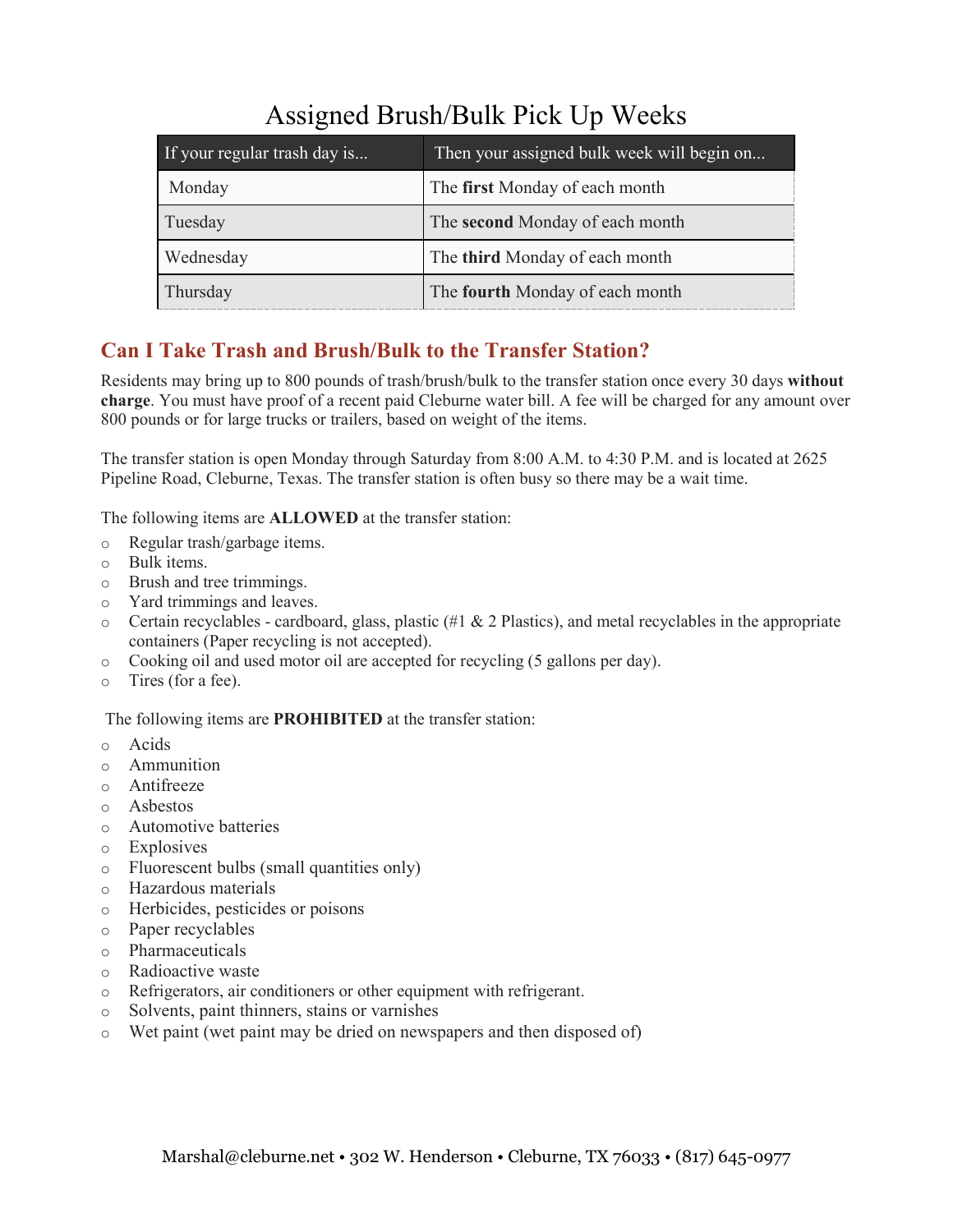# Assigned Brush/Bulk Pick Up Weeks

| If your regular trash day is... | Then your assigned bulk week will begin on... |
|---|---|
| Monday | The **first** Monday of each month |
| Tuesday | The **second** Monday of each month |
| Wednesday | The **third** Monday of each month |
| Thursday | The **fourth** Monday of each month |

## Can I Take Trash and Brush/Bulk to the Transfer Station?

Residents may bring up to 800 pounds of trash/brush/bulk to the transfer station once every 30 days **without charge**. You must have proof of a recent paid Cleburne water bill. A fee will be charged for any amount over 800 pounds or for large trucks or trailers, based on weight of the items.

The transfer station is open Monday through Saturday from 8:00 A.M. to 4:30 P.M. and is located at 2625 Pipeline Road, Cleburne, Texas. The transfer station is often busy so there may be a wait time.

The following items are **ALLOWED** at the transfer station:

- Regular trash/garbage items.
- Bulk items.
- Brush and tree trimmings.
- Yard trimmings and leaves.
- Certain recyclables - cardboard, glass, plastic (#1 & 2 Plastics), and metal recyclables in the appropriate containers (Paper recycling is not accepted).
- Cooking oil and used motor oil are accepted for recycling (5 gallons per day).
- Tires (for a fee).

The following items are **PROHIBITED** at the transfer station:

- Acids
- Ammunition
- Antifreeze
- Asbestos
- Automotive batteries
- Explosives
- Fluorescent bulbs (small quantities only)
- Hazardous materials
- Herbicides, pesticides or poisons
- Paper recyclables
- Pharmaceuticals
- Radioactive waste
- Refrigerators, air conditioners or other equipment with refrigerant.
- Solvents, paint thinners, stains or varnishes
- Wet paint (wet paint may be dried on newspapers and then disposed of)

Marshal@cleburne.net • 302 W. Henderson • Cleburne, TX 76033 • (817) 645-0977